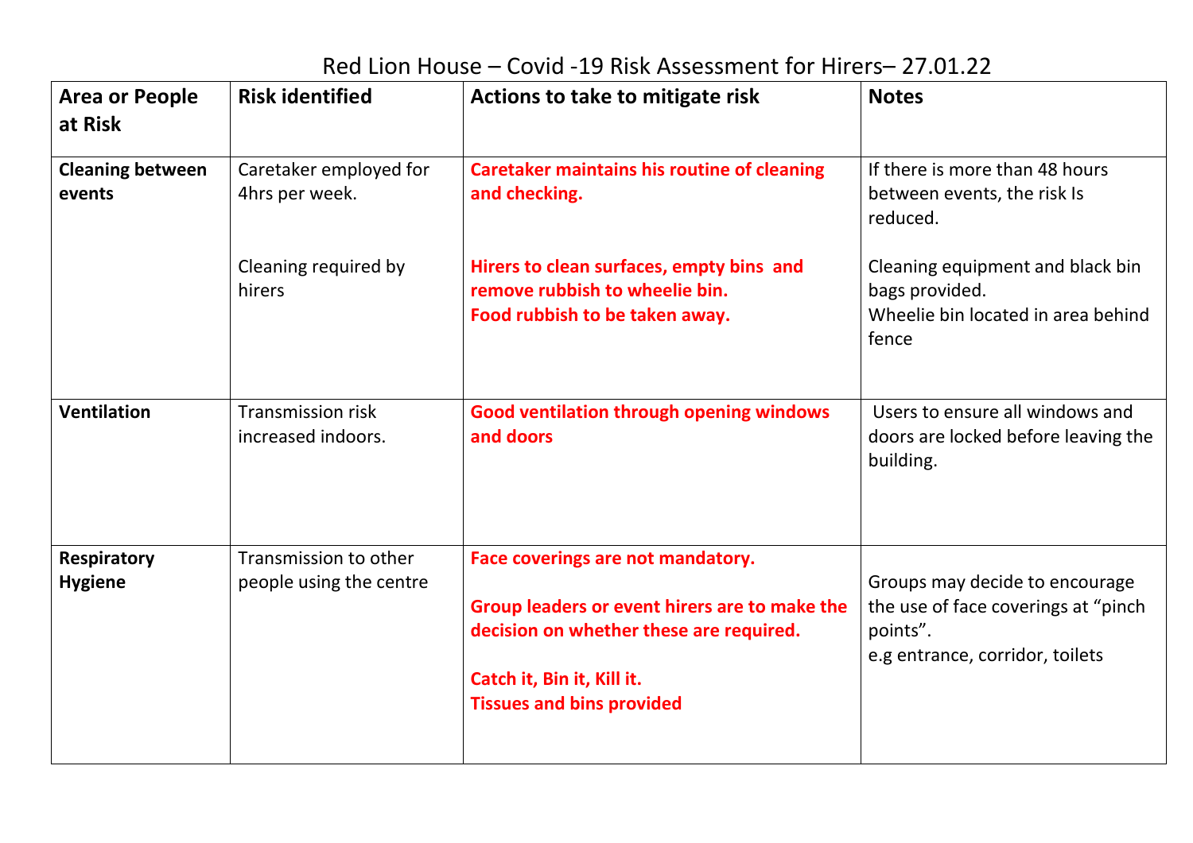# Red Lion House – Covid -19 Risk Assessment for Hirers– 27.01.22

| Area or People at Risk | Risk identified | Actions to take to mitigate risk | Notes |
|---|---|---|---|
| **Cleaning between events** | Caretaker employed for 4hrs per week.<br><br>Cleaning required by hirers | **Caretaker maintains his routine of cleaning and checking.**<br><br>**Hirers to clean surfaces, empty bins and remove rubbish to wheelie bin.**<br>**Food rubbish to be taken away.** | If there is more than 48 hours between events, the risk Is reduced.<br><br>Cleaning equipment and black bin bags provided.<br>Wheelie bin located in area behind fence |
| **Ventilation** | Transmission risk increased indoors. | **Good ventilation through opening windows and doors** | Users to ensure all windows and doors are locked before leaving the building. |
| **Respiratory Hygiene** | Transmission to other people using the centre | **Face coverings are not mandatory.**<br><br>**Group leaders or event hirers are to make the decision on whether these are required.**<br><br>**Catch it, Bin it, Kill it.**<br>**Tissues and bins provided** | Groups may decide to encourage the use of face coverings at "pinch points".<br>e.g entrance, corridor, toilets |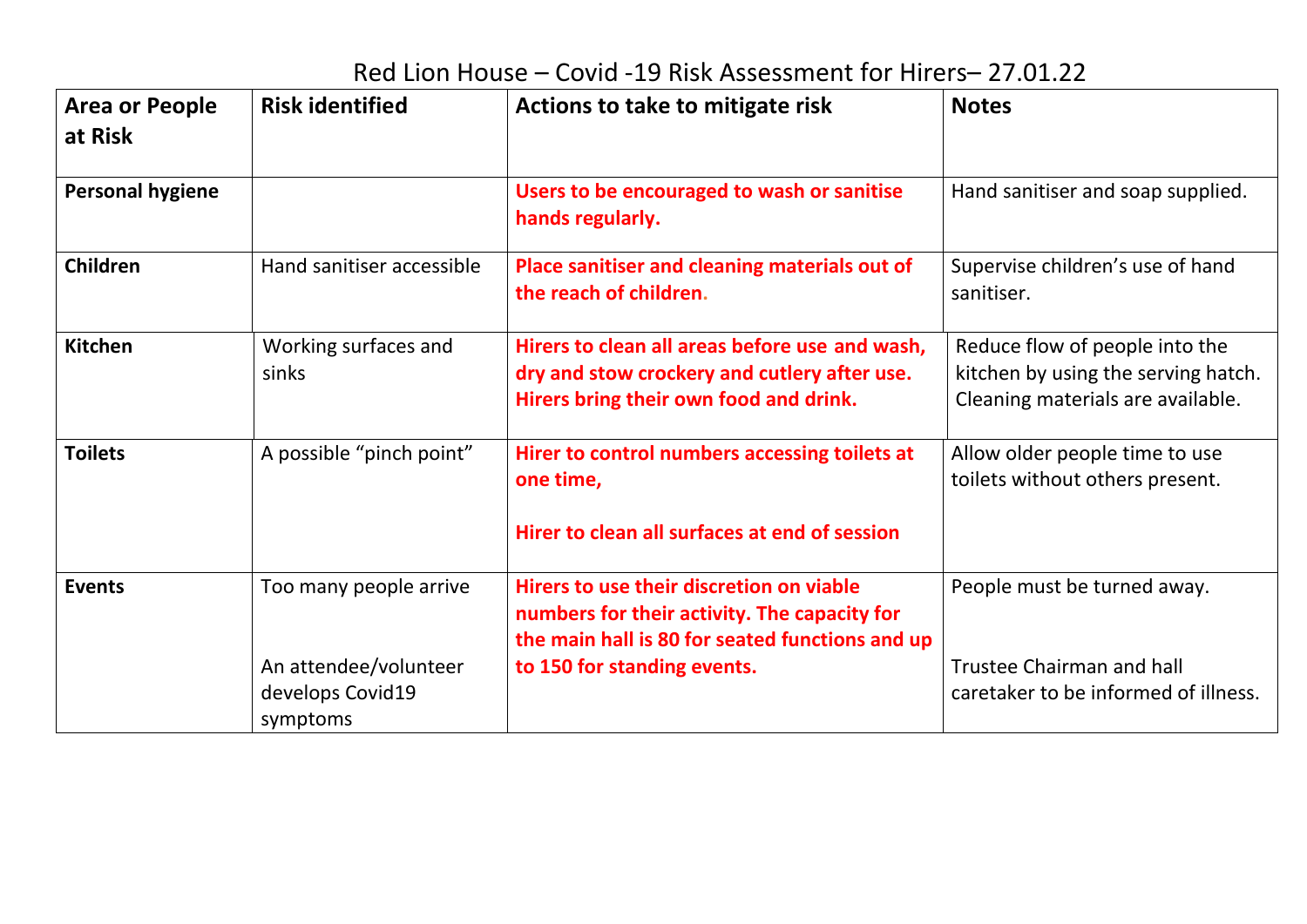# Red Lion House – Covid -19 Risk Assessment for Hirers– 27.01.22

| Area or People at Risk | Risk identified | Actions to take to mitigate risk | Notes |
|---|---|---|---|
| **Personal hygiene** | | **Users to be encouraged to wash or sanitise hands regularly.** | Hand sanitiser and soap supplied. |
| **Children** | Hand sanitiser accessible | **Place sanitiser and cleaning materials out of the reach of children.** | Supervise children's use of hand sanitiser. |
| **Kitchen** | Working surfaces and sinks | **Hirers to clean all areas before use and wash, dry and stow crockery and cutlery after use. Hirers bring their own food and drink.** | Reduce flow of people into the kitchen by using the serving hatch. Cleaning materials are available. |
| **Toilets** | A possible "pinch point" | **Hirer to control numbers accessing toilets at one time,**<br><br>**Hirer to clean all surfaces at end of session** | Allow older people time to use toilets without others present. |
| **Events** | Too many people arrive<br><br>An attendee/volunteer develops Covid19 symptoms | **Hirers to use their discretion on viable numbers for their activity. The capacity for the main hall is 80 for seated functions and up to 150 for standing events.** | People must be turned away.<br><br>Trustee Chairman and hall caretaker to be informed of illness. |